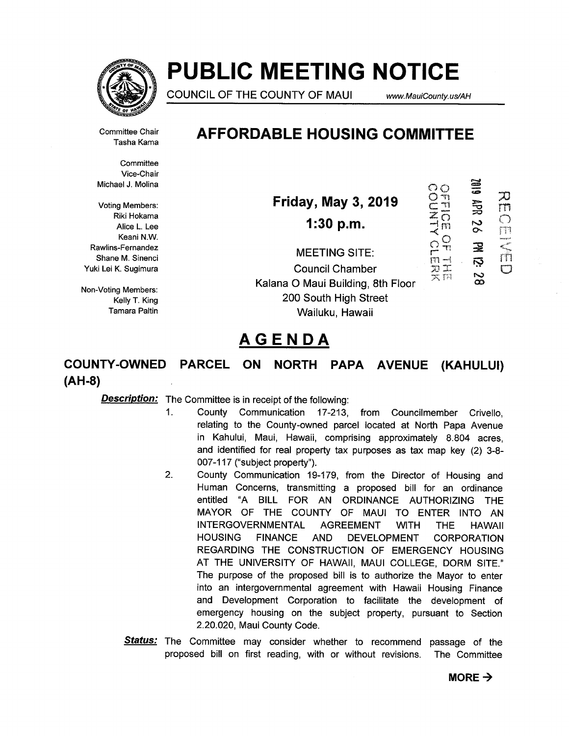# PUBLIC MEETING NOTICE

COUNCIL OF THE COUNTY OF MAUI www.MauiCounty.us/AH

## AFFORDABLE HOUSING COMMITTEE

Committee Chair
Tasha Kama

Committee Vice-Chair
Michael J. Molina

Voting Members:
Riki Hokama
Alice L. Lee
Keani N.W. Rawlins-Fernandez
Shane M. Sinenci
Yuki Lei K. Sugimura

Non-Voting Members:
Kelly T. King
Tamara Paltin

**Friday, May 3, 2019**

**1:30 p.m.**

MEETING SITE:
Council Chamber
Kalana O Maui Building, 8th Floor
200 South High Street
Wailuku, Hawaii

OFFICE OF THE COUNTY CLERK
2019 APR 26 PM 12:28
RECEIVED

# AGENDA

### COUNTY-OWNED PARCEL ON NORTH PAPA AVENUE (KAHULUI) (AH-8)

***Description:*** The Committee is in receipt of the following:

1. County Communication 17-213, from Councilmember Crivello, relating to the County-owned parcel located at North Papa Avenue in Kahului, Maui, Hawaii, comprising approximately 8.804 acres, and identified for real property tax purposes as tax map key (2) 3-8-007-117 ("subject property").
2. County Communication 19-179, from the Director of Housing and Human Concerns, transmitting a proposed bill for an ordinance entitled "A BILL FOR AN ORDINANCE AUTHORIZING THE MAYOR OF THE COUNTY OF MAUI TO ENTER INTO AN INTERGOVERNMENTAL AGREEMENT WITH THE HAWAII HOUSING FINANCE AND DEVELOPMENT CORPORATION REGARDING THE CONSTRUCTION OF EMERGENCY HOUSING AT THE UNIVERSITY OF HAWAII, MAUI COLLEGE, DORM SITE." The purpose of the proposed bill is to authorize the Mayor to enter into an intergovernmental agreement with Hawaii Housing Finance and Development Corporation to facilitate the development of emergency housing on the subject property, pursuant to Section 2.20.020, Maui County Code.

***Status:*** The Committee may consider whether to recommend passage of the proposed bill on first reading, with or without revisions. The Committee

**MORE →**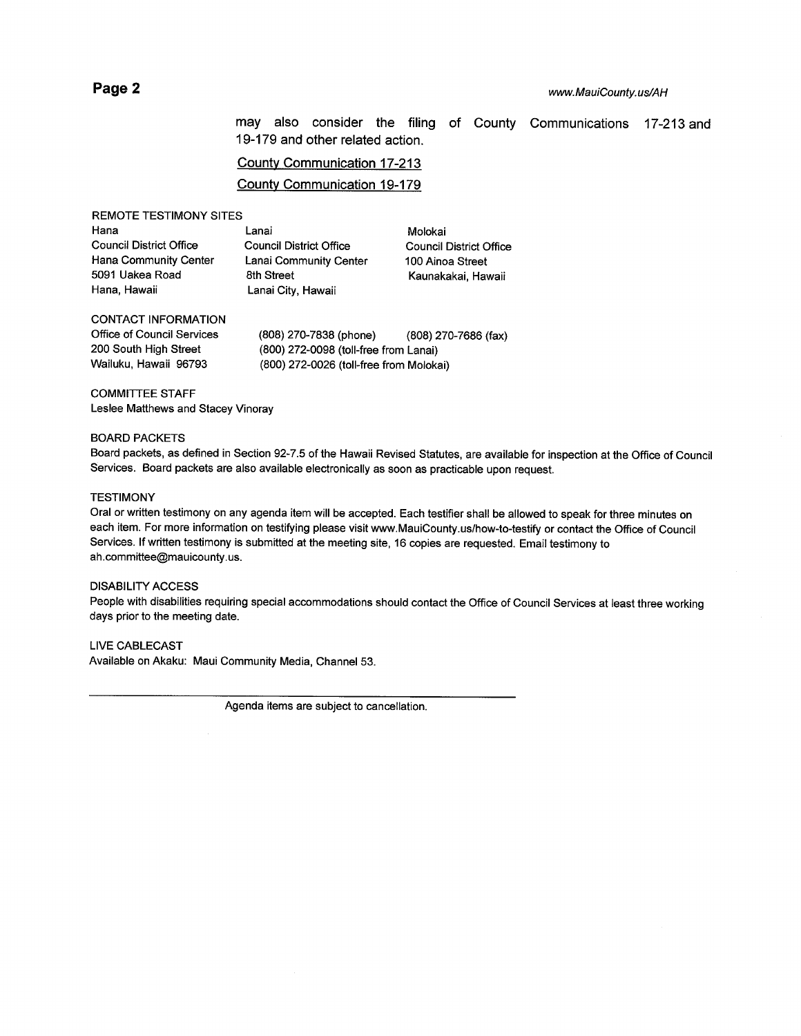may also consider the filing of County Communications 17-213 and 19-179 and other related action.

County Communication 17-213

County Communication 19-179

REMOTE TESTIMONY SITES

| | | |
|---|---|---|
| Hana | Lanai | Molokai |
| Council District Office | Council District Office | Council District Office |
| Hana Community Center | Lanai Community Center | 100 Ainoa Street |
| 5091 Uakea Road | 8th Street | Kaunakakai, Hawaii |
| Hana, Hawaii | Lanai City, Hawaii | |

CONTACT INFORMATION

| | | |
|---|---|---|
| Office of Council Services | (808) 270-7838 (phone) | (808) 270-7686 (fax) |
| 200 South High Street | (800) 272-0098 (toll-free from Lanai) | |
| Wailuku, Hawaii 96793 | (800) 272-0026 (toll-free from Molokai) | |

COMMITTEE STAFF

Leslee Matthews and Stacey Vinoray

BOARD PACKETS

Board packets, as defined in Section 92-7.5 of the Hawaii Revised Statutes, are available for inspection at the Office of Council Services. Board packets are also available electronically as soon as practicable upon request.

TESTIMONY

Oral or written testimony on any agenda item will be accepted. Each testifier shall be allowed to speak for three minutes on each item. For more information on testifying please visit www.MauiCounty.us/how-to-testify or contact the Office of Council Services. If written testimony is submitted at the meeting site, 16 copies are requested. Email testimony to ah.committee@mauicounty.us.

DISABILITY ACCESS

People with disabilities requiring special accommodations should contact the Office of Council Services at least three working days prior to the meeting date.

LIVE CABLECAST

Available on Akaku: Maui Community Media, Channel 53.

---

Agenda items are subject to cancellation.